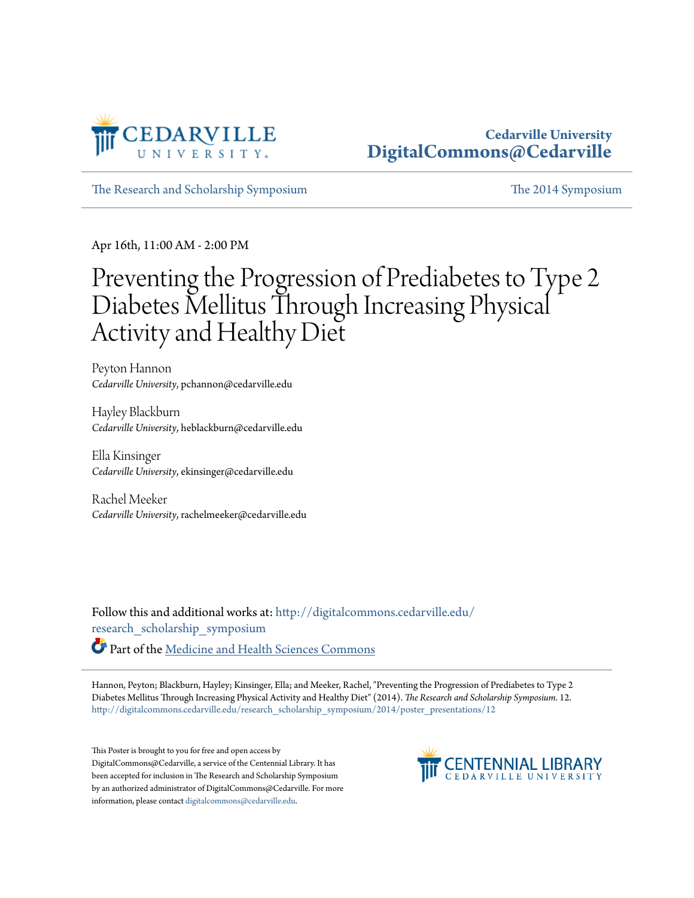Cedarville University
DigitalCommons@Cedarville

The Research and Scholarship Symposium | The 2014 Symposium

Apr 16th, 11:00 AM - 2:00 PM

# Preventing the Progression of Prediabetes to Type 2 Diabetes Mellitus Through Increasing Physical Activity and Healthy Diet

Peyton Hannon
*Cedarville University*, pchannon@cedarville.edu

Hayley Blackburn
*Cedarville University*, heblackburn@cedarville.edu

Ella Kinsinger
*Cedarville University*, ekinsinger@cedarville.edu

Rachel Meeker
*Cedarville University*, rachelmeeker@cedarville.edu

Follow this and additional works at: http://digitalcommons.cedarville.edu/research_scholarship_symposium

Part of the Medicine and Health Sciences Commons

Hannon, Peyton; Blackburn, Hayley; Kinsinger, Ella; and Meeker, Rachel, "Preventing the Progression of Prediabetes to Type 2 Diabetes Mellitus Through Increasing Physical Activity and Healthy Diet" (2014). *The Research and Scholarship Symposium*. 12.
http://digitalcommons.cedarville.edu/research_scholarship_symposium/2014/poster_presentations/12

This Poster is brought to you for free and open access by DigitalCommons@Cedarville, a service of the Centennial Library. It has been accepted for inclusion in The Research and Scholarship Symposium by an authorized administrator of DigitalCommons@Cedarville. For more information, please contact digitalcommons@cedarville.edu.

CENTENNIAL LIBRARY
CEDARVILLE UNIVERSITY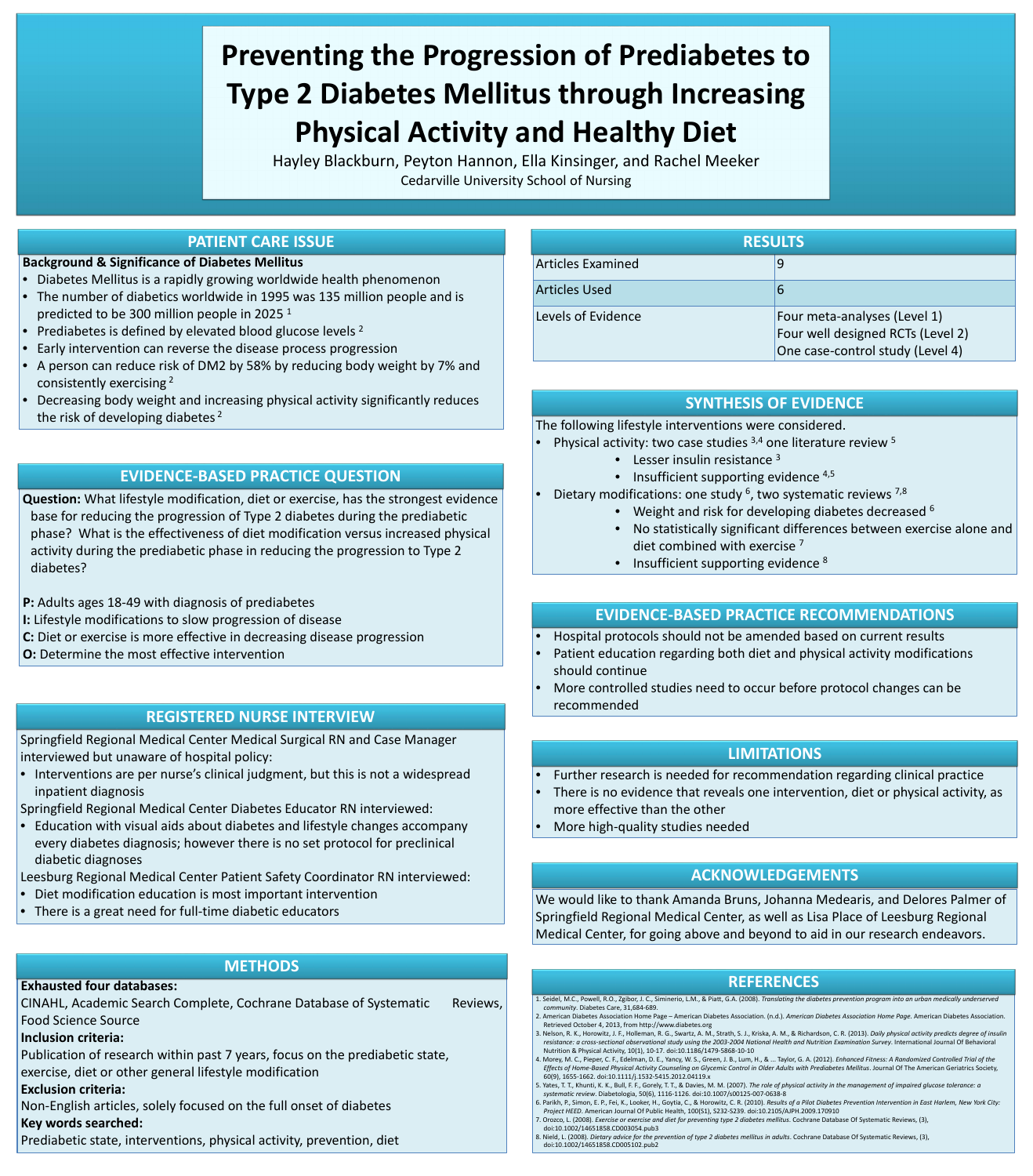# Preventing the Progression of Prediabetes to Type 2 Diabetes Mellitus through Increasing Physical Activity and Healthy Diet

Hayley Blackburn, Peyton Hannon, Ella Kinsinger, and Rachel Meeker

Cedarville University School of Nursing

## PATIENT CARE ISSUE

**Background & Significance of Diabetes Mellitus**

- Diabetes Mellitus is a rapidly growing worldwide health phenomenon
- The number of diabetics worldwide in 1995 was 135 million people and is predicted to be 300 million people in 2025 [1]
- Prediabetes is defined by elevated blood glucose levels [2]
- Early intervention can reverse the disease process progression
- A person can reduce risk of DM2 by 58% by reducing body weight by 7% and consistently exercising [2]
- Decreasing body weight and increasing physical activity significantly reduces the risk of developing diabetes [2]

## EVIDENCE-BASED PRACTICE QUESTION

**Question:** What lifestyle modification, diet or exercise, has the strongest evidence base for reducing the progression of Type 2 diabetes during the prediabetic phase? What is the effectiveness of diet modification versus increased physical activity during the prediabetic phase in reducing the progression to Type 2 diabetes?

**P:** Adults ages 18-49 with diagnosis of prediabetes
**I:** Lifestyle modifications to slow progression of disease
**C:** Diet or exercise is more effective in decreasing disease progression
**O:** Determine the most effective intervention

## REGISTERED NURSE INTERVIEW

Springfield Regional Medical Center Medical Surgical RN and Case Manager interviewed but unaware of hospital policy:

- Interventions are per nurse's clinical judgment, but this is not a widespread inpatient diagnosis

Springfield Regional Medical Center Diabetes Educator RN interviewed:

- Education with visual aids about diabetes and lifestyle changes accompany every diabetes diagnosis; however there is no set protocol for preclinical diabetic diagnoses

Leesburg Regional Medical Center Patient Safety Coordinator RN interviewed:

- Diet modification education is most important intervention
- There is a great need for full-time diabetic educators

## METHODS

**Exhausted four databases:**
CINAHL, Academic Search Complete, Cochrane Database of Systematic Reviews, Food Science Source

**Inclusion criteria:**
Publication of research within past 7 years, focus on the prediabetic state, exercise, diet or other general lifestyle modification

**Exclusion criteria:**
Non-English articles, solely focused on the full onset of diabetes

**Key words searched:**
Prediabetic state, interventions, physical activity, prevention, diet

## RESULTS

| | |
|---|---|
| Articles Examined | 9 |
| Articles Used | 6 |
| Levels of Evidence | Four meta-analyses (Level 1)<br>Four well designed RCTs (Level 2)<br>One case-control study (Level 4) |

## SYNTHESIS OF EVIDENCE

The following lifestyle interventions were considered.

- Physical activity: two case studies [3,4] one literature review [5]
  - Lesser insulin resistance [3]
  - Insufficient supporting evidence [4,5]
- Dietary modifications: one study [6], two systematic reviews [7,8]
  - Weight and risk for developing diabetes decreased [6]
  - No statistically significant differences between exercise alone and diet combined with exercise [7]
  - Insufficient supporting evidence [8]

## EVIDENCE-BASED PRACTICE RECOMMENDATIONS

- Hospital protocols should not be amended based on current results
- Patient education regarding both diet and physical activity modifications should continue
- More controlled studies need to occur before protocol changes can be recommended

## LIMITATIONS

- Further research is needed for recommendation regarding clinical practice
- There is no evidence that reveals one intervention, diet or physical activity, as more effective than the other
- More high-quality studies needed

## ACKNOWLEDGEMENTS

We would like to thank Amanda Bruns, Johanna Medearis, and Delores Palmer of Springfield Regional Medical Center, as well as Lisa Place of Leesburg Regional Medical Center, for going above and beyond to aid in our research endeavors.

## REFERENCES

1. Seidel, M.C., Powell, R.O., Zgibor, J. C., Siminerio, L.M., & Piatt, G.A. (2008). *Translating the diabetes prevention program into an urban medically underserved community.* Diabetes Care, 31,684-689.
2. American Diabetes Association Home Page – American Diabetes Association. (n.d.). *American Diabetes Association Home Page.* American Diabetes Association. Retrieved October 4, 2013, from http://www.diabetes.org
3. Nelson, R. K., Horowitz, J. F., Holleman, R. G., Swartz, A. M., Strath, S. J., Kriska, A. M., & Richardson, C. R. (2013). *Daily physical activity predicts degree of insulin resistance: a cross-sectional observational study using the 2003-2004 National Health and Nutrition Examination Survey.* International Journal Of Behavioral Nutrition & Physical Activity, 10(1), 10-17. doi:10.1186/1479-5868-10-10
4. Morey, M. C., Pieper, C. F., Edelman, D. E., Yancy, W. S., Green, J. B., Lum, H., & ... Taylor, G. A. (2012). *Enhanced Fitness: A Randomized Controlled Trial of the Effects of Home-Based Physical Activity Counseling on Glycemic Control in Older Adults with Prediabetes Mellitus.* Journal Of The American Geriatrics Society, 60(9), 1655-1662. doi:10.1111/j.1532-5415.2012.04119.x
5. Yates, T. T., Khunti, K. K., Bull, F. F., Gorely, T. T., & Davies, M. M. (2007). *The role of physical activity in the management of impaired glucose tolerance: a systematic review.* Diabetologia, 50(6), 1116-1126. doi:10.1007/s00125-007-0638-8
6. Parikh, P., Simon, E. P., Fei, K., Looker, H., Goytia, C., & Horowitz, C. R. (2010). *Results of a Pilot Diabetes Prevention Intervention in East Harlem, New York City: Project HEED.* American Journal Of Public Health, 100(S1), S232-S239. doi:10.2105/AJPH.2009.170910
7. Orozco, L. (2008). *Exercise or exercise and diet for preventing type 2 diabetes mellitus.* Cochrane Database Of Systematic Reviews, (3), doi:10.1002/14651858.CD003054.pub3
8. Nield, L. (2008). *Dietary advice for the prevention of type 2 diabetes mellitus in adults.* Cochrane Database Of Systematic Reviews, (3), doi:10.1002/14651858.CD005102.pub2